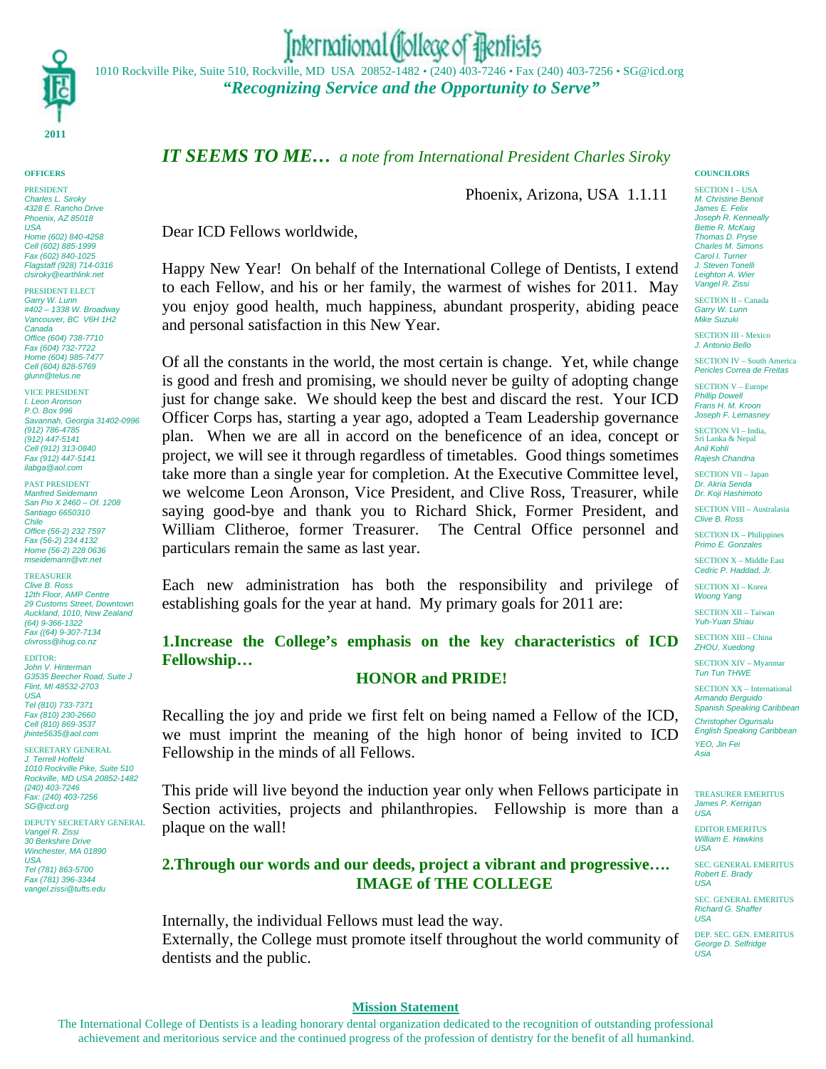# International College of Dentists

1010 Rockville Pike, Suite 510, Rockville, MD USA 20852-1482 • (240) 403-7246 • Fax (240) 403-7256 • SG@icd.org

***"Recognizing Service and the Opportunity to Serve"***

2011

## *IT SEEMS TO ME… a note from International President Charles Siroky*

Phoenix, Arizona, USA 1.1.11

Dear ICD Fellows worldwide,

Happy New Year! On behalf of the International College of Dentists, I extend to each Fellow, and his or her family, the warmest of wishes for 2011. May you enjoy good health, much happiness, abundant prosperity, abiding peace and personal satisfaction in this New Year.

Of all the constants in the world, the most certain is change. Yet, while change is good and fresh and promising, we should never be guilty of adopting change just for change sake. We should keep the best and discard the rest. Your ICD Officer Corps has, starting a year ago, adopted a Team Leadership governance plan. When we are all in accord on the beneficence of an idea, concept or project, we will see it through regardless of timetables. Good things sometimes take more than a single year for completion. At the Executive Committee level, we welcome Leon Aronson, Vice President, and Clive Ross, Treasurer, while saying good-bye and thank you to Richard Shick, Former President, and William Clitheroe, former Treasurer. The Central Office personnel and particulars remain the same as last year.

Each new administration has both the responsibility and privilege of establishing goals for the year at hand. My primary goals for 2011 are:

**1.Increase the College's emphasis on the key characteristics of ICD Fellowship…**

**HONOR and PRIDE!**

Recalling the joy and pride we first felt on being named a Fellow of the ICD, we must imprint the meaning of the high honor of being invited to ICD Fellowship in the minds of all Fellows.

This pride will live beyond the induction year only when Fellows participate in Section activities, projects and philanthropies. Fellowship is more than a plaque on the wall!

**2.Through our words and our deeds, project a vibrant and progressive…. IMAGE of THE COLLEGE**

Internally, the individual Fellows must lead the way.
Externally, the College must promote itself throughout the world community of dentists and the public.

---

**OFFICERS**

PRESIDENT
*Charles L. Siroky*
*4328 E. Rancho Drive*
*Phoenix, AZ 85018*
*USA*
*Home (602) 840-4258*
*Cell (602) 885-1999*
*Fax (602) 840-1025*
*Flagstaff (928) 714-0316*
*clsiroky@earthlink.net*

PRESIDENT ELECT
*Garry W. Lunn*
*#402 – 1338 W. Broadway*
*Vancouver, BC V6H 1H2*
*Canada*
*Office (604) 738-7710*
*Fax (604) 732-7722*
*Home (604) 985-7477*
*Cell (604) 828-5769*
*glunn@telus.ne*

VICE PRESIDENT
*I. Leon Aronson*
*P.O. Box 996*
*Savannah, Georgia 31402-0996*
*(912) 786-4785*
*(912) 447-5141*
*Cell (912) 313-0840*
*Fax (912) 447-5141*
*ilabga@aol.com*

PAST PRESIDENT
*Manfred Seidemann*
*San Pio X 2460 – Of. 1208*
*Santiago 6650310*
*Chile*
*Office (56-2) 232 7597*
*Fax (56-2) 234 4132*
*Home (56-2) 228 0636*
*mseidemann@vtr.net*

TREASURER
*Clive B. Ross*
*12th Floor, AMP Centre*
*29 Customs Street, Downtown*
*Auckland, 1010, New Zealand*
*(64) 9-366-1322*
*Fax ((64) 9-307-7134*
*clivross@ihug.co.nz*

EDITOR:
*John V. Hinterman*
*G3535 Beecher Road, Suite J*
*Flint, MI 48532-2703*
*USA*
*Tel (810) 733-7371*
*Fax (810) 230-2660*
*Cell (810) 869-3537*
*jhinte5635@aol.com*

SECRETARY GENERAL
*J. Terrell Hoffeld*
*1010 Rockville Pike, Suite 510*
*Rockville, MD USA 20852-1482*
*(240) 403-7246*
*Fax: (240) 403-7256*
*SG@icd.org*

DEPUTY SECRETARY GENERAL
*Vangel R. Zissi*
*30 Berkshire Drive*
*Winchester, MA 01890*
*USA*
*Tel (781) 863-5700*
*Fax (781) 396-3344*
*vangel.zissi@tufts.edu*

**COUNCILORS**

SECTION I – USA
*M. Christine Benoit*
*James E. Felix*
*Joseph R. Kenneally*
*Bettie R. McKaig*
*Thomas D. Pryse*
*Charles M. Simons*
*Carol I. Turner*
*J. Steven Tonelli*
*Leighton A. Wier*
*Vangel R. Zissi*

SECTION II – Canada
*Garry W. Lunn*
*Mike Suzuki*

SECTION III - Mexico
*J. Antonio Bello*

SECTION IV – South America
*Pericles Correa de Freitas*

SECTION V – Europe
*Phillip Dowell*
*Frans H. M. Kroon*
*Joseph F. Lemasney*

SECTION VI – India, Sri Lanka & Nepal
*Anil Kohli*
*Rajesh Chandna*

SECTION VII – Japan
*Dr. Akria Senda*
*Dr. Koji Hashimoto*

SECTION VIII – Australasia
*Clive B. Ross*

SECTION IX – Philippines
*Primo E. Gonzales*

SECTION X – Middle East
*Cedric P. Haddad, Jr.*

SECTION XI – Korea
*Woong Yang*

SECTION XII – Taiwan
*Yuh-Yuan Shiau*

SECTION XIII – China
*ZHOU, Xuedong*

SECTION XIV – Myanmar
*Tun Tun THWE*

SECTION XX – International
*Armando Berguido*
*Spanish Speaking Caribbean*
*Christopher Ogunsalu*
*English Speaking Caribbean*
*YEO, Jin Fei*
*Asia*

TREASURER EMERITUS
*James P. Kerrigan*
*USA*

EDITOR EMERITUS
*William E. Hawkins*
*USA*

SEC. GENERAL EMERITUS
*Robert E. Brady*
*USA*

SEC. GENERAL EMERITUS
*Richard G. Shaffer*
*USA*

DEP. SEC. GEN. EMERITUS
*George D. Selfridge*
*USA*

---

**Mission Statement**

The International College of Dentists is a leading honorary dental organization dedicated to the recognition of outstanding professional achievement and meritorious service and the continued progress of the profession of dentistry for the benefit of all humankind.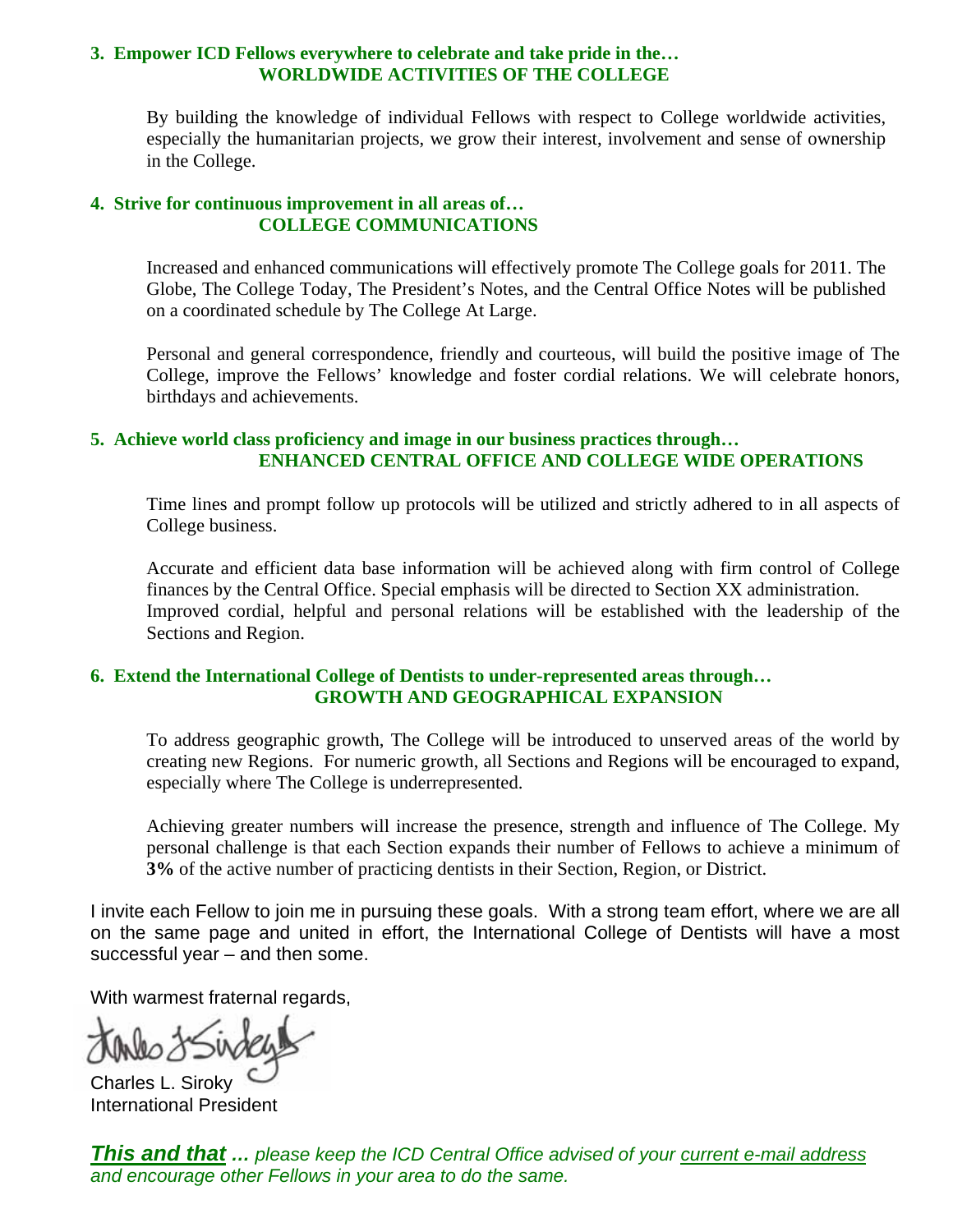**3. Empower ICD Fellows everywhere to celebrate and take pride in the…**
**WORLDWIDE ACTIVITIES OF THE COLLEGE**

By building the knowledge of individual Fellows with respect to College worldwide activities, especially the humanitarian projects, we grow their interest, involvement and sense of ownership in the College.

**4. Strive for continuous improvement in all areas of…**
**COLLEGE COMMUNICATIONS**

Increased and enhanced communications will effectively promote The College goals for 2011. The Globe, The College Today, The President's Notes, and the Central Office Notes will be published on a coordinated schedule by The College At Large.

Personal and general correspondence, friendly and courteous, will build the positive image of The College, improve the Fellows' knowledge and foster cordial relations. We will celebrate honors, birthdays and achievements.

**5. Achieve world class proficiency and image in our business practices through…**
**ENHANCED CENTRAL OFFICE AND COLLEGE WIDE OPERATIONS**

Time lines and prompt follow up protocols will be utilized and strictly adhered to in all aspects of College business.

Accurate and efficient data base information will be achieved along with firm control of College finances by the Central Office. Special emphasis will be directed to Section XX administration. Improved cordial, helpful and personal relations will be established with the leadership of the Sections and Region.

**6. Extend the International College of Dentists to under-represented areas through…**
**GROWTH AND GEOGRAPHICAL EXPANSION**

To address geographic growth, The College will be introduced to unserved areas of the world by creating new Regions. For numeric growth, all Sections and Regions will be encouraged to expand, especially where The College is underrepresented.

Achieving greater numbers will increase the presence, strength and influence of The College. My personal challenge is that each Section expands their number of Fellows to achieve a minimum of **3%** of the active number of practicing dentists in their Section, Region, or District.

I invite each Fellow to join me in pursuing these goals. With a strong team effort, where we are all on the same page and united in effort, the International College of Dentists will have a most successful year – and then some.

With warmest fraternal regards,

Charles L. Siroky
International President

***This and that ...*** *please keep the ICD Central Office advised of your current e-mail address and encourage other Fellows in your area to do the same.*